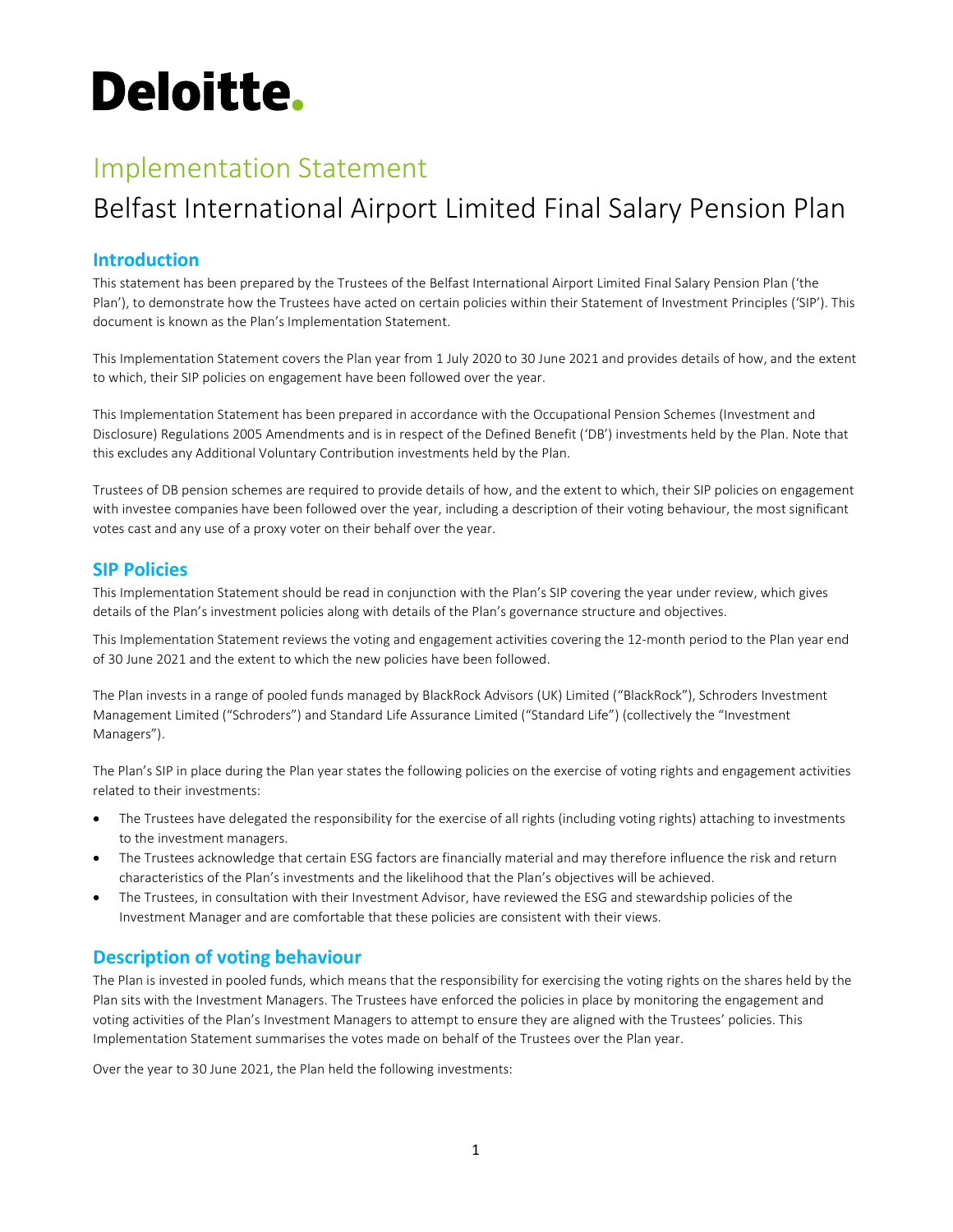Deloitte.

# Implementation Statement

## Belfast International Airport Limited Final Salary Pension Plan

### Introduction

This statement has been prepared by the Trustees of the Belfast International Airport Limited Final Salary Pension Plan ('the Plan'), to demonstrate how the Trustees have acted on certain policies within their Statement of Investment Principles ('SIP'). This document is known as the Plan's Implementation Statement.

This Implementation Statement covers the Plan year from 1 July 2020 to 30 June 2021 and provides details of how, and the extent to which, their SIP policies on engagement have been followed over the year.

This Implementation Statement has been prepared in accordance with the Occupational Pension Schemes (Investment and Disclosure) Regulations 2005 Amendments and is in respect of the Defined Benefit ('DB') investments held by the Plan. Note that this excludes any Additional Voluntary Contribution investments held by the Plan.

Trustees of DB pension schemes are required to provide details of how, and the extent to which, their SIP policies on engagement with investee companies have been followed over the year, including a description of their voting behaviour, the most significant votes cast and any use of a proxy voter on their behalf over the year.

### SIP Policies

This Implementation Statement should be read in conjunction with the Plan's SIP covering the year under review, which gives details of the Plan's investment policies along with details of the Plan's governance structure and objectives.

This Implementation Statement reviews the voting and engagement activities covering the 12-month period to the Plan year end of 30 June 2021 and the extent to which the new policies have been followed.

The Plan invests in a range of pooled funds managed by BlackRock Advisors (UK) Limited ("BlackRock"), Schroders Investment Management Limited ("Schroders") and Standard Life Assurance Limited ("Standard Life") (collectively the "Investment Managers").

The Plan's SIP in place during the Plan year states the following policies on the exercise of voting rights and engagement activities related to their investments:

- The Trustees have delegated the responsibility for the exercise of all rights (including voting rights) attaching to investments to the investment managers.
- The Trustees acknowledge that certain ESG factors are financially material and may therefore influence the risk and return characteristics of the Plan's investments and the likelihood that the Plan's objectives will be achieved.
- The Trustees, in consultation with their Investment Advisor, have reviewed the ESG and stewardship policies of the Investment Manager and are comfortable that these policies are consistent with their views.

### Description of voting behaviour

The Plan is invested in pooled funds, which means that the responsibility for exercising the voting rights on the shares held by the Plan sits with the Investment Managers. The Trustees have enforced the policies in place by monitoring the engagement and voting activities of the Plan's Investment Managers to attempt to ensure they are aligned with the Trustees' policies. This Implementation Statement summarises the votes made on behalf of the Trustees over the Plan year.

Over the year to 30 June 2021, the Plan held the following investments: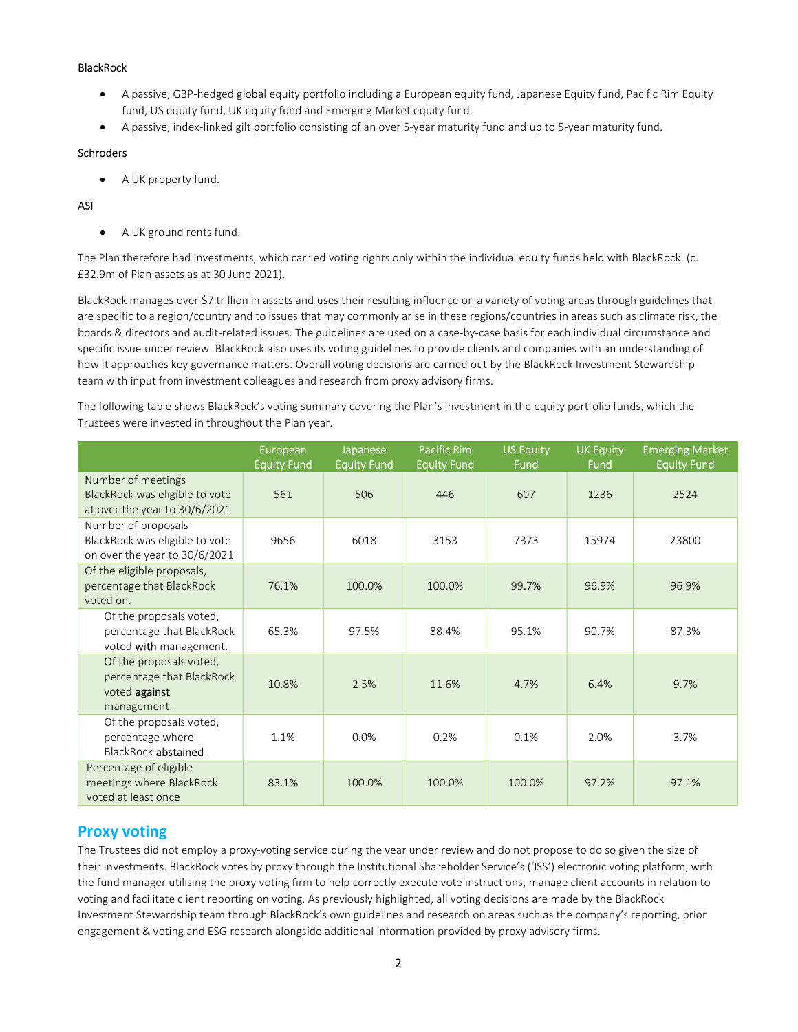BlackRock

- A passive, GBP-hedged global equity portfolio including a European equity fund, Japanese Equity fund, Pacific Rim Equity fund, US equity fund, UK equity fund and Emerging Market equity fund.
- A passive, index-linked gilt portfolio consisting of an over 5-year maturity fund and up to 5-year maturity fund.

Schroders

- A UK property fund.

ASI

- A UK ground rents fund.

The Plan therefore had investments, which carried voting rights only within the individual equity funds held with BlackRock. (c. £32.9m of Plan assets as at 30 June 2021).

BlackRock manages over $7 trillion in assets and uses their resulting influence on a variety of voting areas through guidelines that are specific to a region/country and to issues that may commonly arise in these regions/countries in areas such as climate risk, the boards & directors and audit-related issues. The guidelines are used on a case-by-case basis for each individual circumstance and specific issue under review. BlackRock also uses its voting guidelines to provide clients and companies with an understanding of how it approaches key governance matters. Overall voting decisions are carried out by the BlackRock Investment Stewardship team with input from investment colleagues and research from proxy advisory firms.

The following table shows BlackRock's voting summary covering the Plan's investment in the equity portfolio funds, which the Trustees were invested in throughout the Plan year.

| | European Equity Fund | Japanese Equity Fund | Pacific Rim Equity Fund | US Equity Fund | UK Equity Fund | Emerging Market Equity Fund |
|---|---|---|---|---|---|---|
| Number of meetings BlackRock was eligible to vote at over the year to 30/6/2021 | 561 | 506 | 446 | 607 | 1236 | 2524 |
| Number of proposals BlackRock was eligible to vote on over the year to 30/6/2021 | 9656 | 6018 | 3153 | 7373 | 15974 | 23800 |
| Of the eligible proposals, percentage that BlackRock voted on. | 76.1% | 100.0% | 100.0% | 99.7% | 96.9% | 96.9% |
| Of the proposals voted, percentage that BlackRock voted **with** management. | 65.3% | 97.5% | 88.4% | 95.1% | 90.7% | 87.3% |
| Of the proposals voted, percentage that BlackRock voted **against** management. | 10.8% | 2.5% | 11.6% | 4.7% | 6.4% | 9.7% |
| Of the proposals voted, percentage where BlackRock **abstained**. | 1.1% | 0.0% | 0.2% | 0.1% | 2.0% | 3.7% |
| Percentage of eligible meetings where BlackRock voted at least once | 83.1% | 100.0% | 100.0% | 100.0% | 97.2% | 97.1% |

## Proxy voting

The Trustees did not employ a proxy-voting service during the year under review and do not propose to do so given the size of their investments. BlackRock votes by proxy through the Institutional Shareholder Service's ('ISS') electronic voting platform, with the fund manager utilising the proxy voting firm to help correctly execute vote instructions, manage client accounts in relation to voting and facilitate client reporting on voting. As previously highlighted, all voting decisions are made by the BlackRock Investment Stewardship team through BlackRock's own guidelines and research on areas such as the company's reporting, prior engagement & voting and ESG research alongside additional information provided by proxy advisory firms.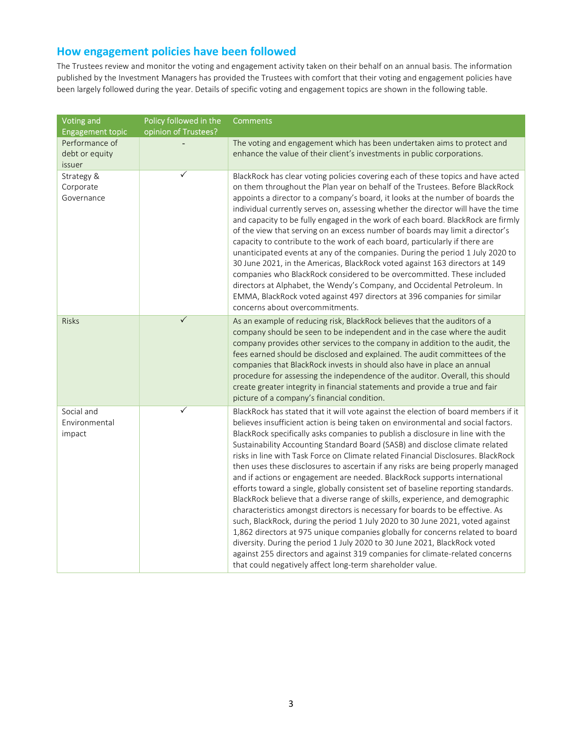## How engagement policies have been followed

The Trustees review and monitor the voting and engagement activity taken on their behalf on an annual basis. The information published by the Investment Managers has provided the Trustees with comfort that their voting and engagement policies have been largely followed during the year. Details of specific voting and engagement topics are shown in the following table.

| Voting and Engagement topic | Policy followed in the opinion of Trustees? | Comments |
| --- | --- | --- |
| Performance of debt or equity issuer | - | The voting and engagement which has been undertaken aims to protect and enhance the value of their client's investments in public corporations. |
| Strategy & Corporate Governance | ✓ | BlackRock has clear voting policies covering each of these topics and have acted on them throughout the Plan year on behalf of the Trustees. Before BlackRock appoints a director to a company's board, it looks at the number of boards the individual currently serves on, assessing whether the director will have the time and capacity to be fully engaged in the work of each board. BlackRock are firmly of the view that serving on an excess number of boards may limit a director's capacity to contribute to the work of each board, particularly if there are unanticipated events at any of the companies. During the period 1 July 2020 to 30 June 2021, in the Americas, BlackRock voted against 163 directors at 149 companies who BlackRock considered to be overcommitted. These included directors at Alphabet, the Wendy's Company, and Occidental Petroleum. In EMMA, BlackRock voted against 497 directors at 396 companies for similar concerns about overcommitments. |
| Risks | ✓ | As an example of reducing risk, BlackRock believes that the auditors of a company should be seen to be independent and in the case where the audit company provides other services to the company in addition to the audit, the fees earned should be disclosed and explained. The audit committees of the companies that BlackRock invests in should also have in place an annual procedure for assessing the independence of the auditor. Overall, this should create greater integrity in financial statements and provide a true and fair picture of a company's financial condition. |
| Social and Environmental impact | ✓ | BlackRock has stated that it will vote against the election of board members if it believes insufficient action is being taken on environmental and social factors. BlackRock specifically asks companies to publish a disclosure in line with the Sustainability Accounting Standard Board (SASB) and disclose climate related risks in line with Task Force on Climate related Financial Disclosures. BlackRock then uses these disclosures to ascertain if any risks are being properly managed and if actions or engagement are needed. BlackRock supports international efforts toward a single, globally consistent set of baseline reporting standards. BlackRock believe that a diverse range of skills, experience, and demographic characteristics amongst directors is necessary for boards to be effective. As such, BlackRock, during the period 1 July 2020 to 30 June 2021, voted against 1,862 directors at 975 unique companies globally for concerns related to board diversity. During the period 1 July 2020 to 30 June 2021, BlackRock voted against 255 directors and against 319 companies for climate-related concerns that could negatively affect long-term shareholder value. |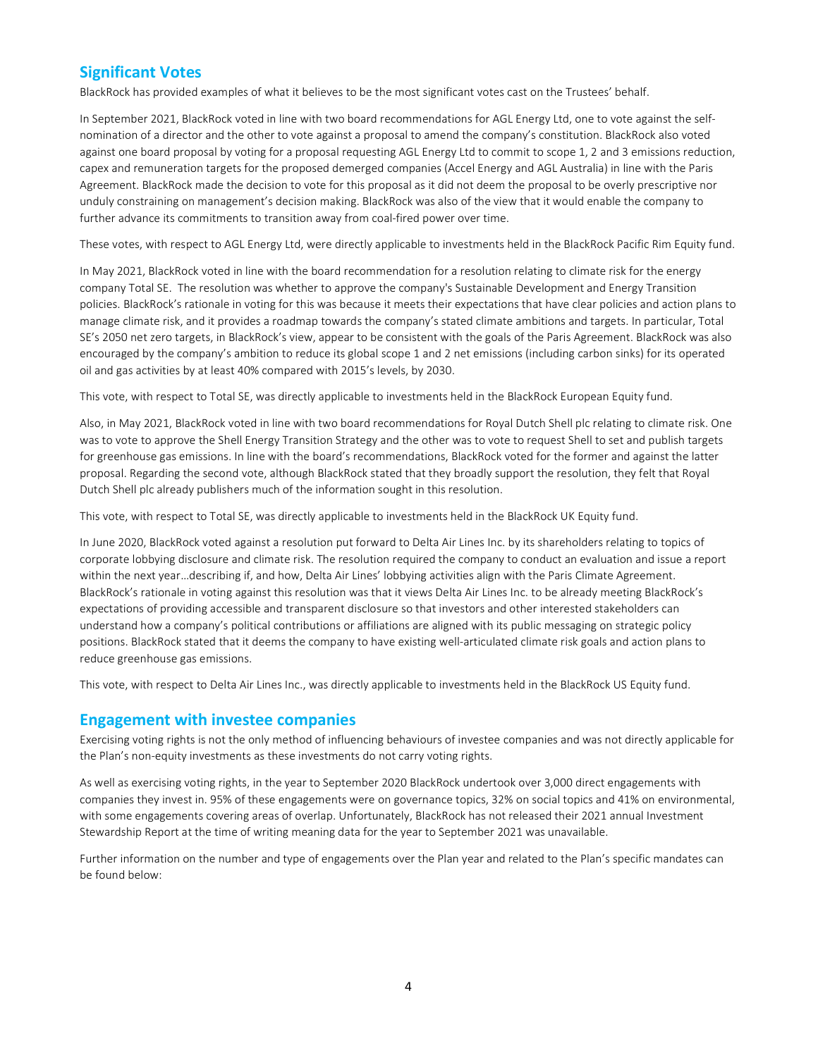## Significant Votes

BlackRock has provided examples of what it believes to be the most significant votes cast on the Trustees' behalf.

In September 2021, BlackRock voted in line with two board recommendations for AGL Energy Ltd, one to vote against the self-nomination of a director and the other to vote against a proposal to amend the company's constitution. BlackRock also voted against one board proposal by voting for a proposal requesting AGL Energy Ltd to commit to scope 1, 2 and 3 emissions reduction, capex and remuneration targets for the proposed demerged companies (Accel Energy and AGL Australia) in line with the Paris Agreement. BlackRock made the decision to vote for this proposal as it did not deem the proposal to be overly prescriptive nor unduly constraining on management's decision making. BlackRock was also of the view that it would enable the company to further advance its commitments to transition away from coal-fired power over time.

These votes, with respect to AGL Energy Ltd, were directly applicable to investments held in the BlackRock Pacific Rim Equity fund.

In May 2021, BlackRock voted in line with the board recommendation for a resolution relating to climate risk for the energy company Total SE. The resolution was whether to approve the company's Sustainable Development and Energy Transition policies. BlackRock's rationale in voting for this was because it meets their expectations that have clear policies and action plans to manage climate risk, and it provides a roadmap towards the company's stated climate ambitions and targets. In particular, Total SE's 2050 net zero targets, in BlackRock's view, appear to be consistent with the goals of the Paris Agreement. BlackRock was also encouraged by the company's ambition to reduce its global scope 1 and 2 net emissions (including carbon sinks) for its operated oil and gas activities by at least 40% compared with 2015's levels, by 2030.

This vote, with respect to Total SE, was directly applicable to investments held in the BlackRock European Equity fund.

Also, in May 2021, BlackRock voted in line with two board recommendations for Royal Dutch Shell plc relating to climate risk. One was to vote to approve the Shell Energy Transition Strategy and the other was to vote to request Shell to set and publish targets for greenhouse gas emissions. In line with the board's recommendations, BlackRock voted for the former and against the latter proposal. Regarding the second vote, although BlackRock stated that they broadly support the resolution, they felt that Royal Dutch Shell plc already publishers much of the information sought in this resolution.

This vote, with respect to Total SE, was directly applicable to investments held in the BlackRock UK Equity fund.

In June 2020, BlackRock voted against a resolution put forward to Delta Air Lines Inc. by its shareholders relating to topics of corporate lobbying disclosure and climate risk. The resolution required the company to conduct an evaluation and issue a report within the next year…describing if, and how, Delta Air Lines' lobbying activities align with the Paris Climate Agreement. BlackRock's rationale in voting against this resolution was that it views Delta Air Lines Inc. to be already meeting BlackRock's expectations of providing accessible and transparent disclosure so that investors and other interested stakeholders can understand how a company's political contributions or affiliations are aligned with its public messaging on strategic policy positions. BlackRock stated that it deems the company to have existing well-articulated climate risk goals and action plans to reduce greenhouse gas emissions.

This vote, with respect to Delta Air Lines Inc., was directly applicable to investments held in the BlackRock US Equity fund.

## Engagement with investee companies

Exercising voting rights is not the only method of influencing behaviours of investee companies and was not directly applicable for the Plan's non-equity investments as these investments do not carry voting rights.

As well as exercising voting rights, in the year to September 2020 BlackRock undertook over 3,000 direct engagements with companies they invest in. 95% of these engagements were on governance topics, 32% on social topics and 41% on environmental, with some engagements covering areas of overlap. Unfortunately, BlackRock has not released their 2021 annual Investment Stewardship Report at the time of writing meaning data for the year to September 2021 was unavailable.

Further information on the number and type of engagements over the Plan year and related to the Plan's specific mandates can be found below: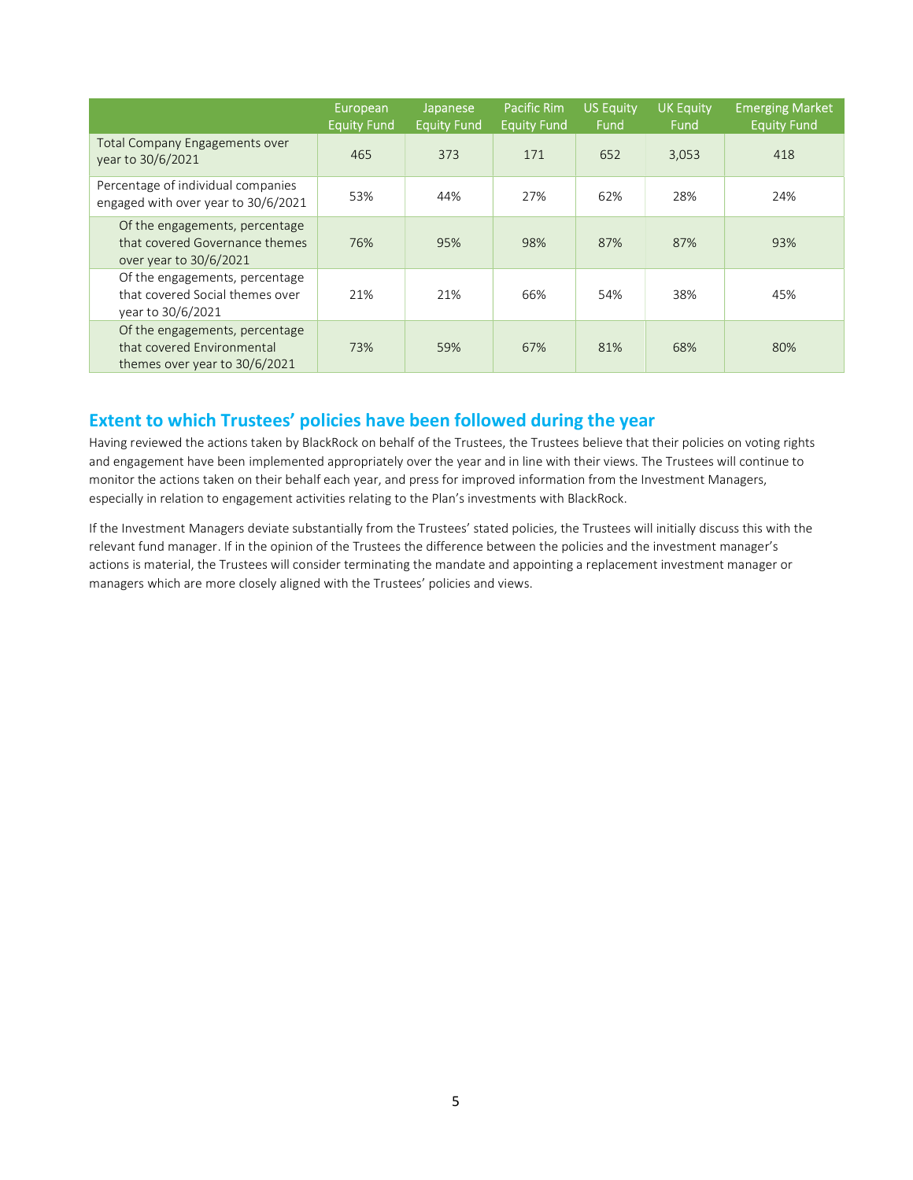| | European Equity Fund | Japanese Equity Fund | Pacific Rim Equity Fund | US Equity Fund | UK Equity Fund | Emerging Market Equity Fund |
|---|---|---|---|---|---|---|
| Total Company Engagements over year to 30/6/2021 | 465 | 373 | 171 | 652 | 3,053 | 418 |
| Percentage of individual companies engaged with over year to 30/6/2021 | 53% | 44% | 27% | 62% | 28% | 24% |
| Of the engagements, percentage that covered Governance themes over year to 30/6/2021 | 76% | 95% | 98% | 87% | 87% | 93% |
| Of the engagements, percentage that covered Social themes over year to 30/6/2021 | 21% | 21% | 66% | 54% | 38% | 45% |
| Of the engagements, percentage that covered Environmental themes over year to 30/6/2021 | 73% | 59% | 67% | 81% | 68% | 80% |

## Extent to which Trustees' policies have been followed during the year

Having reviewed the actions taken by BlackRock on behalf of the Trustees, the Trustees believe that their policies on voting rights and engagement have been implemented appropriately over the year and in line with their views. The Trustees will continue to monitor the actions taken on their behalf each year, and press for improved information from the Investment Managers, especially in relation to engagement activities relating to the Plan's investments with BlackRock.

If the Investment Managers deviate substantially from the Trustees' stated policies, the Trustees will initially discuss this with the relevant fund manager. If in the opinion of the Trustees the difference between the policies and the investment manager's actions is material, the Trustees will consider terminating the mandate and appointing a replacement investment manager or managers which are more closely aligned with the Trustees' policies and views.